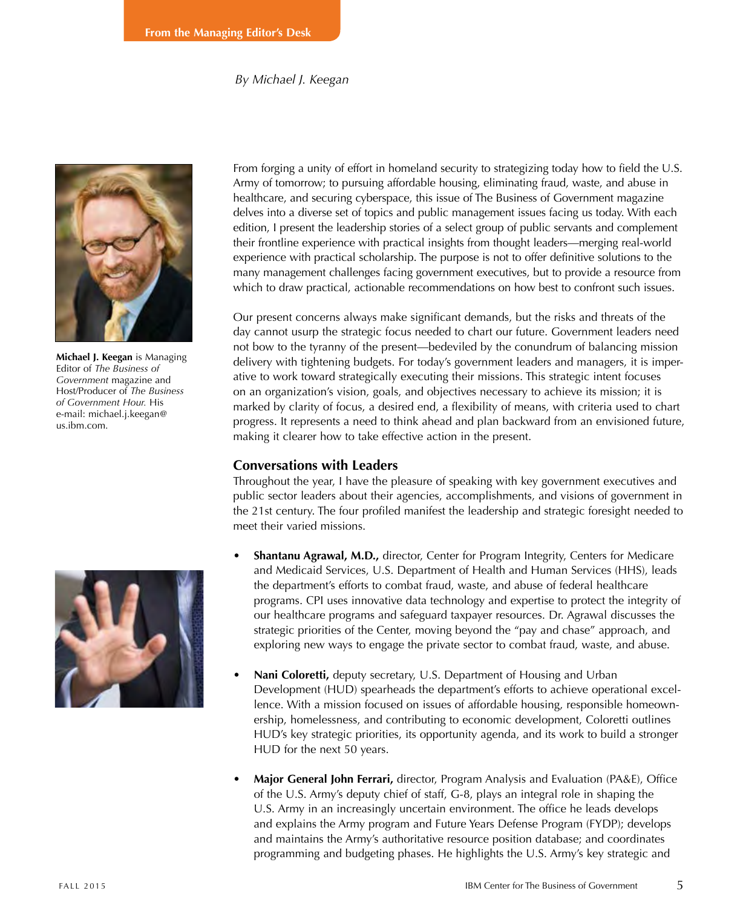From the Managing Editor's Desk

*By Michael J. Keegan*

**Michael J. Keegan** is Managing Editor of *The Business of Government* magazine and Host/Producer of *The Business of Government Hour.* His e-mail: michael.j.keegan@us.ibm.com.

From forging a unity of effort in homeland security to strategizing today how to field the U.S. Army of tomorrow; to pursuing affordable housing, eliminating fraud, waste, and abuse in healthcare, and securing cyberspace, this issue of The Business of Government magazine delves into a diverse set of topics and public management issues facing us today. With each edition, I present the leadership stories of a select group of public servants and complement their frontline experience with practical insights from thought leaders—merging real-world experience with practical scholarship. The purpose is not to offer definitive solutions to the many management challenges facing government executives, but to provide a resource from which to draw practical, actionable recommendations on how best to confront such issues.

Our present concerns always make significant demands, but the risks and threats of the day cannot usurp the strategic focus needed to chart our future. Government leaders need not bow to the tyranny of the present—bedeviled by the conundrum of balancing mission delivery with tightening budgets. For today's government leaders and managers, it is imperative to work toward strategically executing their missions. This strategic intent focuses on an organization's vision, goals, and objectives necessary to achieve its mission; it is marked by clarity of focus, a desired end, a flexibility of means, with criteria used to chart progress. It represents a need to think ahead and plan backward from an envisioned future, making it clearer how to take effective action in the present.

## Conversations with Leaders

Throughout the year, I have the pleasure of speaking with key government executives and public sector leaders about their agencies, accomplishments, and visions of government in the 21st century. The four profiled manifest the leadership and strategic foresight needed to meet their varied missions.

- **Shantanu Agrawal, M.D.,** director, Center for Program Integrity, Centers for Medicare and Medicaid Services, U.S. Department of Health and Human Services (HHS), leads the department's efforts to combat fraud, waste, and abuse of federal healthcare programs. CPI uses innovative data technology and expertise to protect the integrity of our healthcare programs and safeguard taxpayer resources. Dr. Agrawal discusses the strategic priorities of the Center, moving beyond the "pay and chase" approach, and exploring new ways to engage the private sector to combat fraud, waste, and abuse.

- **Nani Coloretti,** deputy secretary, U.S. Department of Housing and Urban Development (HUD) spearheads the department's efforts to achieve operational excellence. With a mission focused on issues of affordable housing, responsible homeownership, homelessness, and contributing to economic development, Coloretti outlines HUD's key strategic priorities, its opportunity agenda, and its work to build a stronger HUD for the next 50 years.

- **Major General John Ferrari,** director, Program Analysis and Evaluation (PA&E), Office of the U.S. Army's deputy chief of staff, G-8, plays an integral role in shaping the U.S. Army in an increasingly uncertain environment. The office he leads develops and explains the Army program and Future Years Defense Program (FYDP); develops and maintains the Army's authoritative resource position database; and coordinates programming and budgeting phases. He highlights the U.S. Army's key strategic and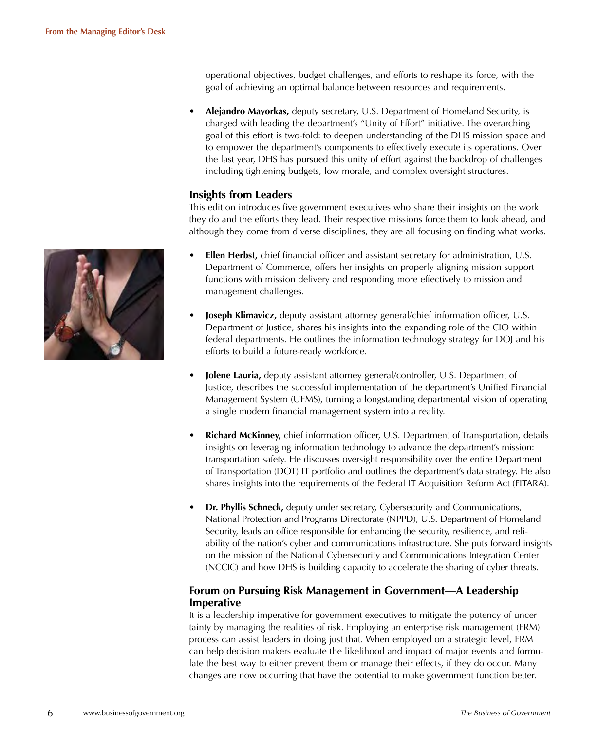operational objectives, budget challenges, and efforts to reshape its force, with the goal of achieving an optimal balance between resources and requirements.

- **Alejandro Mayorkas,** deputy secretary, U.S. Department of Homeland Security, is charged with leading the department's "Unity of Effort" initiative. The overarching goal of this effort is two-fold: to deepen understanding of the DHS mission space and to empower the department's components to effectively execute its operations. Over the last year, DHS has pursued this unity of effort against the backdrop of challenges including tightening budgets, low morale, and complex oversight structures.

## Insights from Leaders

This edition introduces five government executives who share their insights on the work they do and the efforts they lead. Their respective missions force them to look ahead, and although they come from diverse disciplines, they are all focusing on finding what works.

- **Ellen Herbst,** chief financial officer and assistant secretary for administration, U.S. Department of Commerce, offers her insights on properly aligning mission support functions with mission delivery and responding more effectively to mission and management challenges.

- **Joseph Klimavicz,** deputy assistant attorney general/chief information officer, U.S. Department of Justice, shares his insights into the expanding role of the CIO within federal departments. He outlines the information technology strategy for DOJ and his efforts to build a future-ready workforce.

- **Jolene Lauria,** deputy assistant attorney general/controller, U.S. Department of Justice, describes the successful implementation of the department's Unified Financial Management System (UFMS), turning a longstanding departmental vision of operating a single modern financial management system into a reality.

- **Richard McKinney,** chief information officer, U.S. Department of Transportation, details insights on leveraging information technology to advance the department's mission: transportation safety. He discusses oversight responsibility over the entire Department of Transportation (DOT) IT portfolio and outlines the department's data strategy. He also shares insights into the requirements of the Federal IT Acquisition Reform Act (FITARA).

- **Dr. Phyllis Schneck,** deputy under secretary, Cybersecurity and Communications, National Protection and Programs Directorate (NPPD), U.S. Department of Homeland Security, leads an office responsible for enhancing the security, resilience, and reliability of the nation's cyber and communications infrastructure. She puts forward insights on the mission of the National Cybersecurity and Communications Integration Center (NCCIC) and how DHS is building capacity to accelerate the sharing of cyber threats.

## Forum on Pursuing Risk Management in Government—A Leadership Imperative

It is a leadership imperative for government executives to mitigate the potency of uncertainty by managing the realities of risk. Employing an enterprise risk management (ERM) process can assist leaders in doing just that. When employed on a strategic level, ERM can help decision makers evaluate the likelihood and impact of major events and formulate the best way to either prevent them or manage their effects, if they do occur. Many changes are now occurring that have the potential to make government function better.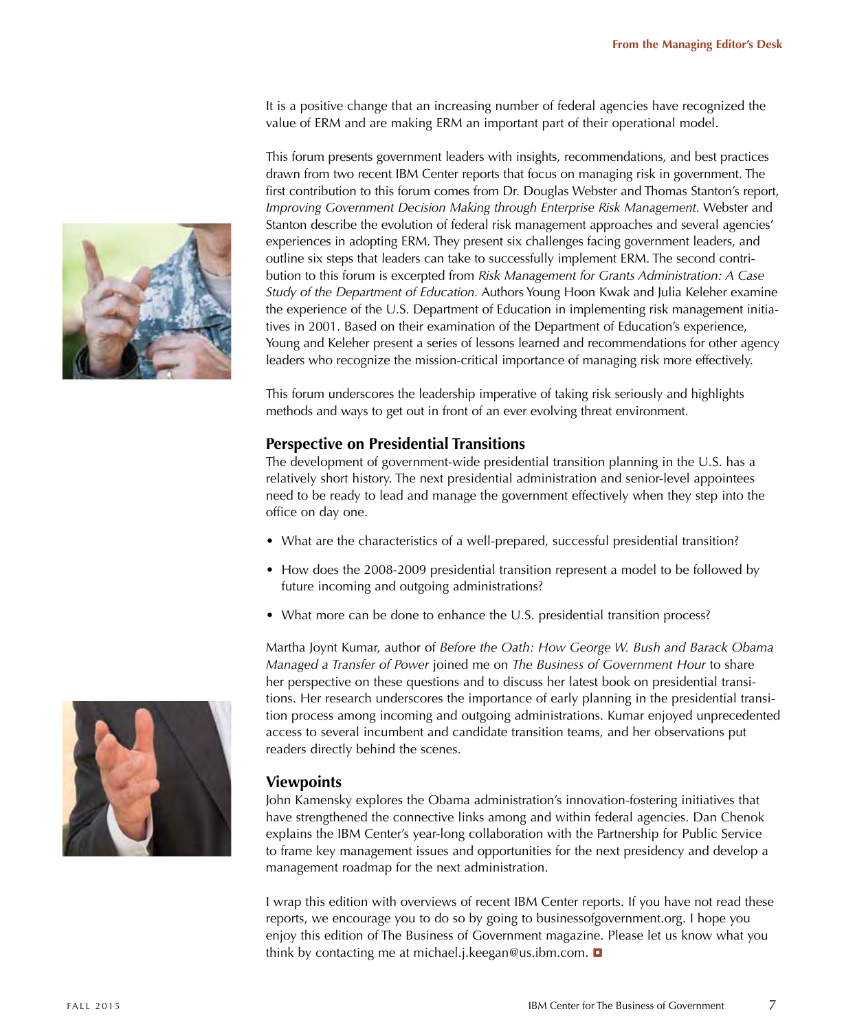It is a positive change that an increasing number of federal agencies have recognized the value of ERM and are making ERM an important part of their operational model.

This forum presents government leaders with insights, recommendations, and best practices drawn from two recent IBM Center reports that focus on managing risk in government. The first contribution to this forum comes from Dr. Douglas Webster and Thomas Stanton's report, *Improving Government Decision Making through Enterprise Risk Management.* Webster and Stanton describe the evolution of federal risk management approaches and several agencies' experiences in adopting ERM. They present six challenges facing government leaders, and outline six steps that leaders can take to successfully implement ERM. The second contribution to this forum is excerpted from *Risk Management for Grants Administration: A Case Study of the Department of Education.* Authors Young Hoon Kwak and Julia Keleher examine the experience of the U.S. Department of Education in implementing risk management initiatives in 2001. Based on their examination of the Department of Education's experience, Young and Keleher present a series of lessons learned and recommendations for other agency leaders who recognize the mission-critical importance of managing risk more effectively.

This forum underscores the leadership imperative of taking risk seriously and highlights methods and ways to get out in front of an ever evolving threat environment.

## Perspective on Presidential Transitions

The development of government-wide presidential transition planning in the U.S. has a relatively short history. The next presidential administration and senior-level appointees need to be ready to lead and manage the government effectively when they step into the office on day one.

- What are the characteristics of a well-prepared, successful presidential transition?
- How does the 2008-2009 presidential transition represent a model to be followed by future incoming and outgoing administrations?
- What more can be done to enhance the U.S. presidential transition process?

Martha Joynt Kumar, author of *Before the Oath: How George W. Bush and Barack Obama Managed a Transfer of Power* joined me on *The Business of Government Hour* to share her perspective on these questions and to discuss her latest book on presidential transitions. Her research underscores the importance of early planning in the presidential transition process among incoming and outgoing administrations. Kumar enjoyed unprecedented access to several incumbent and candidate transition teams, and her observations put readers directly behind the scenes.

## Viewpoints

John Kamensky explores the Obama administration's innovation-fostering initiatives that have strengthened the connective links among and within federal agencies. Dan Chenok explains the IBM Center's year-long collaboration with the Partnership for Public Service to frame key management issues and opportunities for the next presidency and develop a management roadmap for the next administration.

I wrap this edition with overviews of recent IBM Center reports. If you have not read these reports, we encourage you to do so by going to businessofgovernment.org. I hope you enjoy this edition of The Business of Government magazine. Please let us know what you think by contacting me at michael.j.keegan@us.ibm.com.